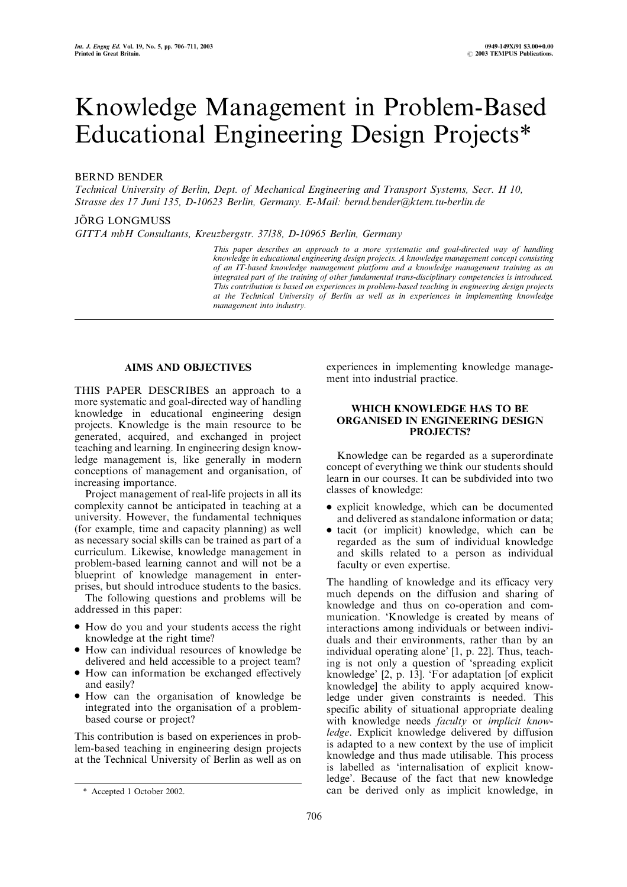# Knowledge Management in Problem-Based Educational Engineering Design Projects*

BERND BENDER

*Technical University of Berlin, Dept. of Mechanical Engineering and Transport Systems, Secr. H 10, Strasse des 17 Juni 135, D-10623 Berlin, Germany. E-Mail: bernd.bender@ktem.tu-berlin.de*

JÖRG LONGMUSS

*GITTA mbH Consultants, Kreuzbergstr. 37/38, D-10965 Berlin, Germany*

*This paper describes an approach to a more systematic and goal-directed way of handling knowledge in educational engineering design projects. A knowledge management concept consisting of an IT-based knowledge management platform and a knowledge management training as an integrated part of the training of other fundamental trans-disciplinary competencies is introduced. This contribution is based on experiences in problem-based teaching in engineering design projects at the Technical University of Berlin as well as in experiences in implementing knowledge management into industry.*

## AIMS AND OBJECTIVES

THIS PAPER DESCRIBES an approach to a more systematic and goal-directed way of handling knowledge in educational engineering design projects. Knowledge is the main resource to be generated, acquired, and exchanged in project teaching and learning. In engineering design knowledge management is, like generally in modern conceptions of management and organisation, of increasing importance.

Project management of real-life projects in all its complexity cannot be anticipated in teaching at a university. However, the fundamental techniques (for example, time and capacity planning) as well as necessary social skills can be trained as part of a curriculum. Likewise, knowledge management in problem-based learning cannot and will not be a blueprint of knowledge management in enterprises, but should introduce students to the basics.

The following questions and problems will be addressed in this paper:

- How do you and your students access the right knowledge at the right time?
- How can individual resources of knowledge be delivered and held accessible to a project team?
- How can information be exchanged effectively and easily?
- How can the organisation of knowledge be integrated into the organisation of a problem-based course or project?

This contribution is based on experiences in problem-based teaching in engineering design projects at the Technical University of Berlin as well as on experiences in implementing knowledge management into industrial practice.

## WHICH KNOWLEDGE HAS TO BE ORGANISED IN ENGINEERING DESIGN PROJECTS?

Knowledge can be regarded as a superordinate concept of everything we think our students should learn in our courses. It can be subdivided into two classes of knowledge:

- explicit knowledge, which can be documented and delivered as standalone information or data;
- tacit (or implicit) knowledge, which can be regarded as the sum of individual knowledge and skills related to a person as individual faculty or even expertise.

The handling of knowledge and its efficacy very much depends on the diffusion and sharing of knowledge and thus on co-operation and communication. 'Knowledge is created by means of interactions among individuals or between individuals and their environments, rather than by an individual operating alone' [1, p. 22]. Thus, teaching is not only a question of 'spreading explicit knowledge' [2, p. 13]. 'For adaptation [of explicit knowledge] the ability to apply acquired knowledge under given constraints is needed. This specific ability of situational appropriate dealing with knowledge needs *faculty* or *implicit knowledge*. Explicit knowledge delivered by diffusion is adapted to a new context by the use of implicit knowledge and thus made utilisable. This process is labelled as 'internalisation of explicit knowledge'. Because of the fact that new knowledge can be derived only as implicit knowledge, in

\* Accepted 1 October 2002.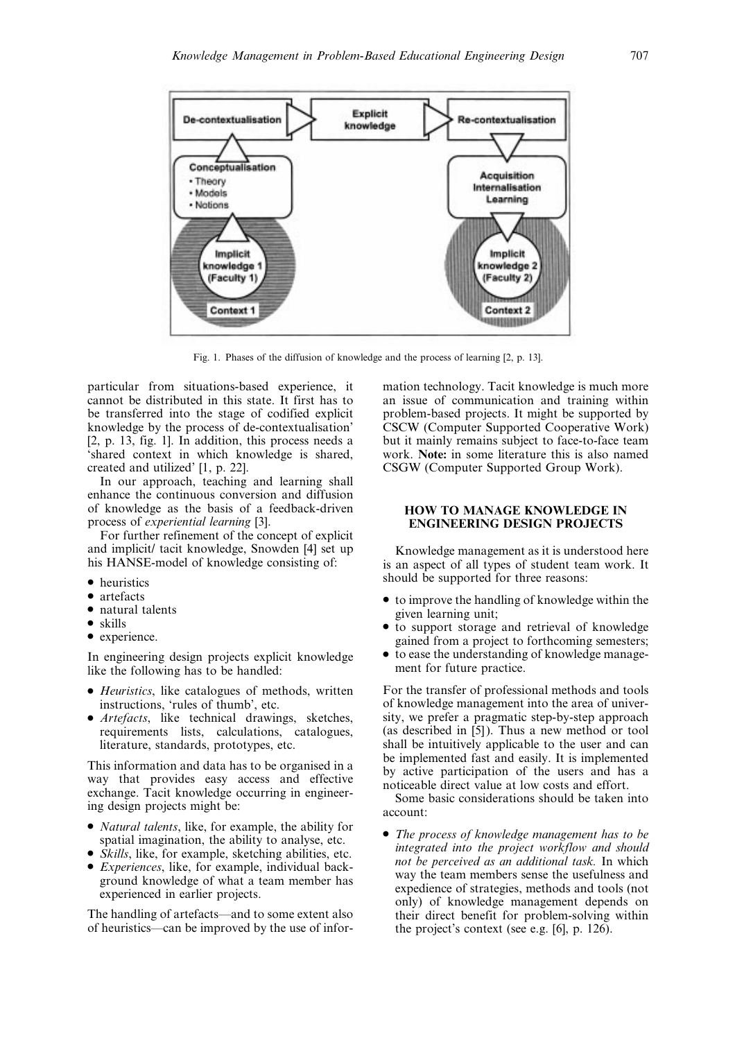Fig. 1. Phases of the diffusion of knowledge and the process of learning [2, p. 13].

particular from situations-based experience, it cannot be distributed in this state. It first has to be transferred into the stage of codified explicit knowledge by the process of de-contextualisation' [2, p. 13, fig. 1]. In addition, this process needs a 'shared context in which knowledge is shared, created and utilized' [1, p. 22].

In our approach, teaching and learning shall enhance the continuous conversion and diffusion of knowledge as the basis of a feedback-driven process of *experiential learning* [3].

For further refinement of the concept of explicit and implicit/ tacit knowledge, Snowden [4] set up his HANSE-model of knowledge consisting of:

- heuristics
- artefacts
- natural talents
- skills
- experience.

In engineering design projects explicit knowledge like the following has to be handled:

- *Heuristics*, like catalogues of methods, written instructions, 'rules of thumb', etc.
- *Artefacts*, like technical drawings, sketches, requirements lists, calculations, catalogues, literature, standards, prototypes, etc.

This information and data has to be organised in a way that provides easy access and effective exchange. Tacit knowledge occurring in engineering design projects might be:

- *Natural talents*, like, for example, the ability for spatial imagination, the ability to analyse, etc.
- *Skills*, like, for example, sketching abilities, etc.
- *Experiences*, like, for example, individual background knowledge of what a team member has experienced in earlier projects.

The handling of artefacts—and to some extent also of heuristics—can be improved by the use of information technology. Tacit knowledge is much more an issue of communication and training within problem-based projects. It might be supported by CSCW (Computer Supported Cooperative Work) but it mainly remains subject to face-to-face team work. **Note:** in some literature this is also named CSGW (Computer Supported Group Work).

## HOW TO MANAGE KNOWLEDGE IN ENGINEERING DESIGN PROJECTS

Knowledge management as it is understood here is an aspect of all types of student team work. It should be supported for three reasons:

- to improve the handling of knowledge within the given learning unit;
- to support storage and retrieval of knowledge gained from a project to forthcoming semesters;
- to ease the understanding of knowledge management for future practice.

For the transfer of professional methods and tools of knowledge management into the area of university, we prefer a pragmatic step-by-step approach (as described in [5]). Thus a new method or tool shall be intuitively applicable to the user and can be implemented fast and easily. It is implemented by active participation of the users and has a noticeable direct value at low costs and effort.

Some basic considerations should be taken into account:

- *The process of knowledge management has to be integrated into the project workflow and should not be perceived as an additional task.* In which way the team members sense the usefulness and expedience of strategies, methods and tools (not only) of knowledge management depends on their direct benefit for problem-solving within the project's context (see e.g. [6], p. 126).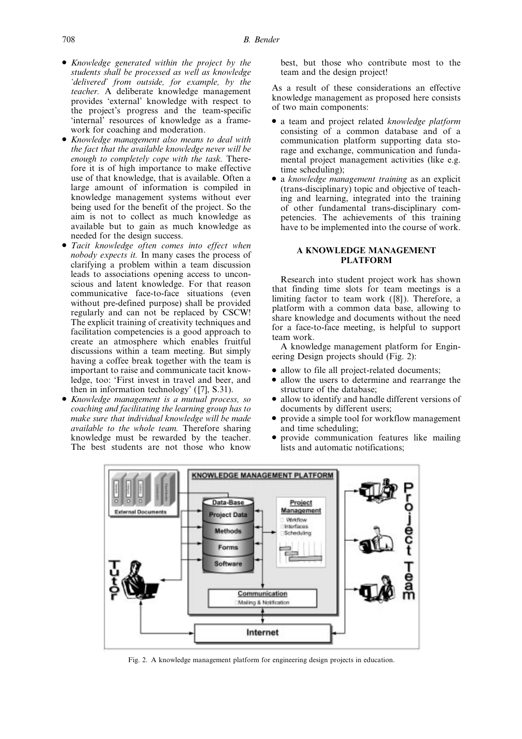- *Knowledge generated within the project by the students shall be processed as well as knowledge 'delivered' from outside, for example, by the teacher.* A deliberate knowledge management provides 'external' knowledge with respect to the project's progress and the team-specific 'internal' resources of knowledge as a framework for coaching and moderation.
- *Knowledge management also means to deal with the fact that the available knowledge never will be enough to completely cope with the task.* Therefore it is of high importance to make effective use of that knowledge, that is available. Often a large amount of information is compiled in knowledge management systems without ever being used for the benefit of the project. So the aim is not to collect as much knowledge as available but to gain as much knowledge as needed for the design success.
- *Tacit knowledge often comes into effect when nobody expects it.* In many cases the process of clarifying a problem within a team discussion leads to associations opening access to unconscious and latent knowledge. For that reason communicative face-to-face situations (even without pre-defined purpose) shall be provided regularly and can not be replaced by CSCW! The explicit training of creativity techniques and facilitation competencies is a good approach to create an atmosphere which enables fruitful discussions within a team meeting. But simply having a coffee break together with the team is important to raise and communicate tacit knowledge, too: 'First invest in travel and beer, and then in information technology' ([7], S.31).
- *Knowledge management is a mutual process, so coaching and facilitating the learning group has to make sure that individual knowledge will be made available to the whole team.* Therefore sharing knowledge must be rewarded by the teacher. The best students are not those who know best, but those who contribute most to the team and the design project!

As a result of these considerations an effective knowledge management as proposed here consists of two main components:

- a team and project related *knowledge platform* consisting of a common database and of a communication platform supporting data storage and exchange, communication and fundamental project management activities (like e.g. time scheduling);
- a *knowledge management training* as an explicit (trans-disciplinary) topic and objective of teaching and learning, integrated into the training of other fundamental trans-disciplinary competencies. The achievements of this training have to be implemented into the course of work.

## A KNOWLEDGE MANAGEMENT PLATFORM

Research into student project work has shown that finding time slots for team meetings is a limiting factor to team work ([8]). Therefore, a platform with a common data base, allowing to share knowledge and documents without the need for a face-to-face meeting, is helpful to support team work.

A knowledge management platform for Engineering Design projects should (Fig. 2):

- allow to file all project-related documents;
- allow the users to determine and rearrange the structure of the database;
- allow to identify and handle different versions of documents by different users;
- provide a simple tool for workflow management and time scheduling;
- provide communication features like mailing lists and automatic notifications;

Fig. 2. A knowledge management platform for engineering design projects in education.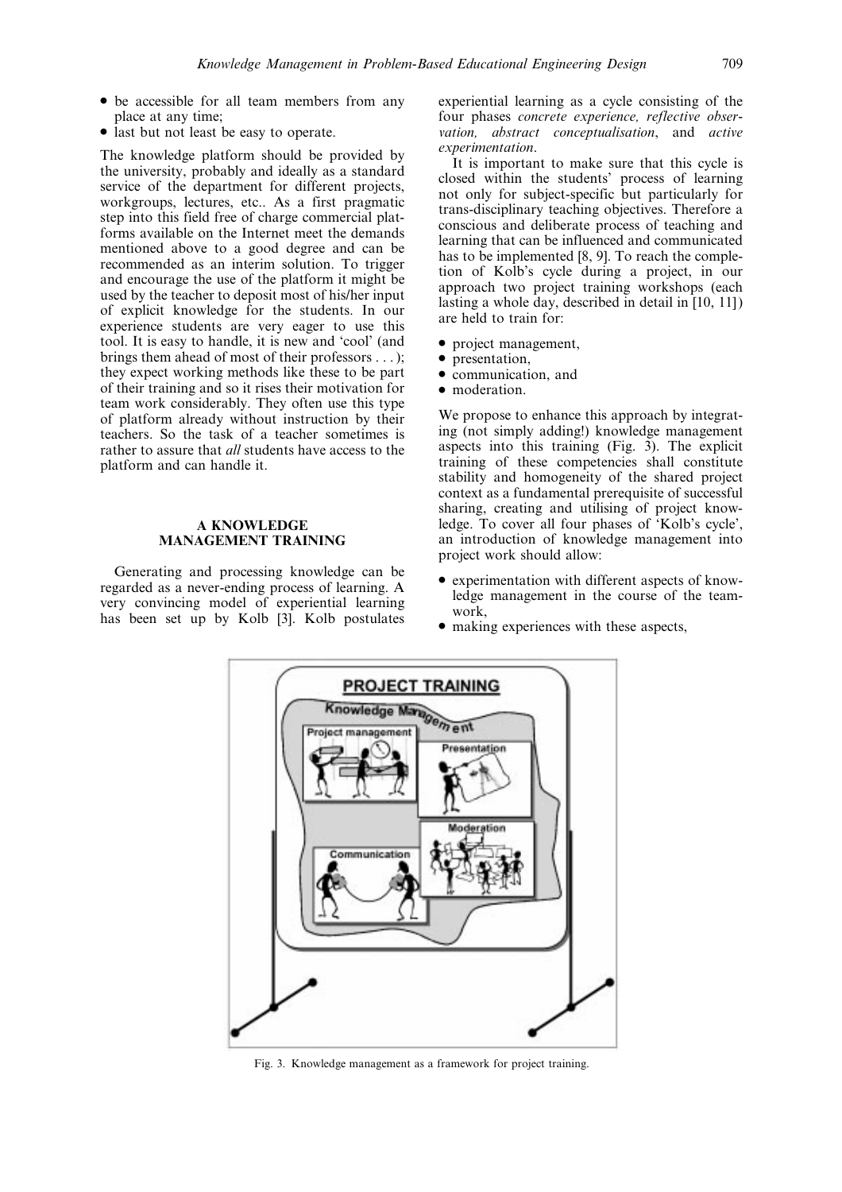- be accessible for all team members from any place at any time;
- last but not least be easy to operate.

The knowledge platform should be provided by the university, probably and ideally as a standard service of the department for different projects, workgroups, lectures, etc.. As a first pragmatic step into this field free of charge commercial platforms available on the Internet meet the demands mentioned above to a good degree and can be recommended as an interim solution. To trigger and encourage the use of the platform it might be used by the teacher to deposit most of his/her input of explicit knowledge for the students. In our experience students are very eager to use this tool. It is easy to handle, it is new and 'cool' (and brings them ahead of most of their professors . . . ); they expect working methods like these to be part of their training and so it rises their motivation for team work considerably. They often use this type of platform already without instruction by their teachers. So the task of a teacher sometimes is rather to assure that *all* students have access to the platform and can handle it.

## A KNOWLEDGE MANAGEMENT TRAINING

Generating and processing knowledge can be regarded as a never-ending process of learning. A very convincing model of experiential learning has been set up by Kolb [3]. Kolb postulates experiential learning as a cycle consisting of the four phases *concrete experience, reflective observation, abstract conceptualisation*, and *active experimentation*.

It is important to make sure that this cycle is closed within the students' process of learning not only for subject-specific but particularly for trans-disciplinary teaching objectives. Therefore a conscious and deliberate process of teaching and learning that can be influenced and communicated has to be implemented [8, 9]. To reach the completion of Kolb's cycle during a project, in our approach two project training workshops (each lasting a whole day, described in detail in [10, 11]) are held to train for:

- project management,
- presentation,
- communication, and
- moderation.

We propose to enhance this approach by integrating (not simply adding!) knowledge management aspects into this training (Fig. 3). The explicit training of these competencies shall constitute stability and homogeneity of the shared project context as a fundamental prerequisite of successful sharing, creating and utilising of project knowledge. To cover all four phases of 'Kolb's cycle', an introduction of knowledge management into project work should allow:

- experimentation with different aspects of knowledge management in the course of the teamwork,
- making experiences with these aspects,

Fig. 3. Knowledge management as a framework for project training.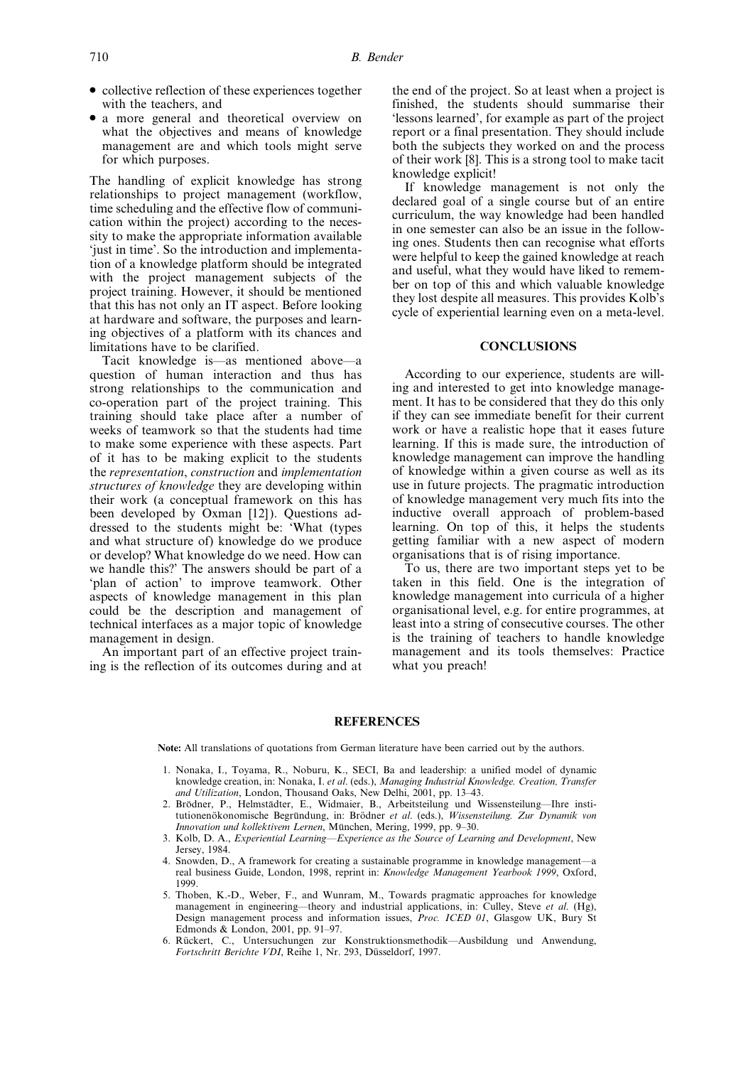- collective reflection of these experiences together with the teachers, and
- a more general and theoretical overview on what the objectives and means of knowledge management are and which tools might serve for which purposes.

The handling of explicit knowledge has strong relationships to project management (workflow, time scheduling and the effective flow of communication within the project) according to the necessity to make the appropriate information available 'just in time'. So the introduction and implementation of a knowledge platform should be integrated with the project management subjects of the project training. However, it should be mentioned that this has not only an IT aspect. Before looking at hardware and software, the purposes and learning objectives of a platform with its chances and limitations have to be clarified.

Tacit knowledge is—as mentioned above—a question of human interaction and thus has strong relationships to the communication and co-operation part of the project training. This training should take place after a number of weeks of teamwork so that the students had time to make some experience with these aspects. Part of it has to be making explicit to the students the *representation*, *construction* and *implementation structures of knowledge* they are developing within their work (a conceptual framework on this has been developed by Oxman [12]). Questions addressed to the students might be: 'What (types and what structure of) knowledge do we produce or develop? What knowledge do we need. How can we handle this?' The answers should be part of a 'plan of action' to improve teamwork. Other aspects of knowledge management in this plan could be the description and management of technical interfaces as a major topic of knowledge management in design.

An important part of an effective project training is the reflection of its outcomes during and at the end of the project. So at least when a project is finished, the students should summarise their 'lessons learned', for example as part of the project report or a final presentation. They should include both the subjects they worked on and the process of their work [8]. This is a strong tool to make tacit knowledge explicit!

If knowledge management is not only the declared goal of a single course but of an entire curriculum, the way knowledge had been handled in one semester can also be an issue in the following ones. Students then can recognise what efforts were helpful to keep the gained knowledge at reach and useful, what they would have liked to remember on top of this and which valuable knowledge they lost despite all measures. This provides Kolb's cycle of experiential learning even on a meta-level.

## CONCLUSIONS

According to our experience, students are willing and interested to get into knowledge management. It has to be considered that they do this only if they can see immediate benefit for their current work or have a realistic hope that it eases future learning. If this is made sure, the introduction of knowledge management can improve the handling of knowledge within a given course as well as its use in future projects. The pragmatic introduction of knowledge management very much fits into the inductive overall approach of problem-based learning. On top of this, it helps the students getting familiar with a new aspect of modern organisations that is of rising importance.

To us, there are two important steps yet to be taken in this field. One is the integration of knowledge management into curricula of a higher organisational level, e.g. for entire programmes, at least into a string of consecutive courses. The other is the training of teachers to handle knowledge management and its tools themselves: Practice what you preach!

## REFERENCES

**Note:** All translations of quotations from German literature have been carried out by the authors.

1. Nonaka, I., Toyama, R., Noburu, K., SECI, Ba and leadership: a unified model of dynamic knowledge creation, in: Nonaka, I. *et al*. (eds.), *Managing Industrial Knowledge. Creation, Transfer and Utilization*, London, Thousand Oaks, New Delhi, 2001, pp. 13–43.
2. Brödner, P., Helmstädter, E., Widmaier, B., Arbeitsteilung und Wissensteilung—Ihre institutionenökonomische Begründung, in: Brödner *et al*. (eds.), *Wissensteilung. Zur Dynamik von Innovation und kollektivem Lernen*, München, Mering, 1999, pp. 9–30.
3. Kolb, D. A., *Experiential Learning—Experience as the Source of Learning and Development*, New Jersey, 1984.
4. Snowden, D., A framework for creating a sustainable programme in knowledge management—a real business Guide, London, 1998, reprint in: *Knowledge Management Yearbook 1999*, Oxford, 1999.
5. Thoben, K.-D., Weber, F., and Wunram, M., Towards pragmatic approaches for knowledge management in engineering—theory and industrial applications, in: Culley, Steve *et al*. (Hg), Design management process and information issues, *Proc. ICED 01*, Glasgow UK, Bury St Edmonds & London, 2001, pp. 91–97.
6. Rückert, C., Untersuchungen zur Konstruktionsmethodik—Ausbildung und Anwendung, *Fortschritt Berichte VDI*, Reihe 1, Nr. 293, Düsseldorf, 1997.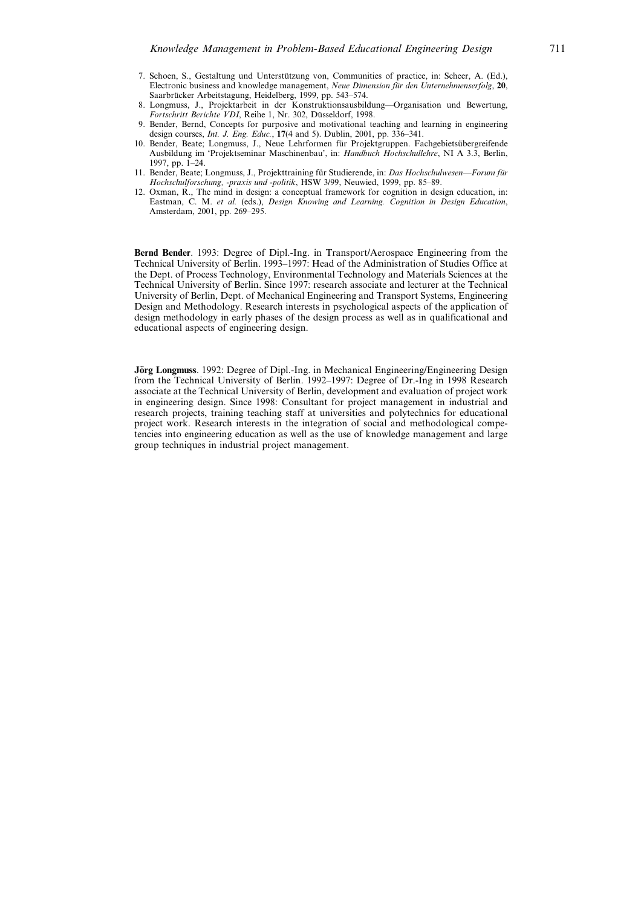7. Schoen, S., Gestaltung und Unterstützung von, Communities of practice, in: Scheer, A. (Ed.), Electronic business and knowledge management, *Neue Dimension für den Unternehmenserfolg*, **20**, Saarbrücker Arbeitstagung, Heidelberg, 1999, pp. 543–574.
8. Longmuss, J., Projektarbeit in der Konstruktionsausbildung—Organisation und Bewertung, *Fortschritt Berichte VDI*, Reihe 1, Nr. 302, Düsseldorf, 1998.
9. Bender, Bernd, Concepts for purposive and motivational teaching and learning in engineering design courses, *Int. J. Eng. Educ.*, **17**(4 and 5). Dublin, 2001, pp. 336–341.
10. Bender, Beate; Longmuss, J., Neue Lehrformen für Projektgruppen. Fachgebietsübergreifende Ausbildung im 'Projektseminar Maschinenbau', in: *Handbuch Hochschullehre*, NI A 3.3, Berlin, 1997, pp. 1–24.
11. Bender, Beate; Longmuss, J., Projekttraining für Studierende, in: *Das Hochschulwesen—Forum für Hochschulforschung, -praxis und -politik*, HSW 3/99, Neuwied, 1999, pp. 85–89.
12. Oxman, R., The mind in design: a conceptual framework for cognition in design education, in: Eastman, C. M. *et al.* (eds.), *Design Knowing and Learning. Cognition in Design Education*, Amsterdam, 2001, pp. 269–295.

**Bernd Bender**. 1993: Degree of Dipl.-Ing. in Transport/Aerospace Engineering from the Technical University of Berlin. 1993–1997: Head of the Administration of Studies Office at the Dept. of Process Technology, Environmental Technology and Materials Sciences at the Technical University of Berlin. Since 1997: research associate and lecturer at the Technical University of Berlin, Dept. of Mechanical Engineering and Transport Systems, Engineering Design and Methodology. Research interests in psychological aspects of the application of design methodology in early phases of the design process as well as in qualificational and educational aspects of engineering design.

**Jörg Longmuss**. 1992: Degree of Dipl.-Ing. in Mechanical Engineering/Engineering Design from the Technical University of Berlin. 1992–1997: Degree of Dr.-Ing in 1998 Research associate at the Technical University of Berlin, development and evaluation of project work in engineering design. Since 1998: Consultant for project management in industrial and research projects, training teaching staff at universities and polytechnics for educational project work. Research interests in the integration of social and methodological competencies into engineering education as well as the use of knowledge management and large group techniques in industrial project management.